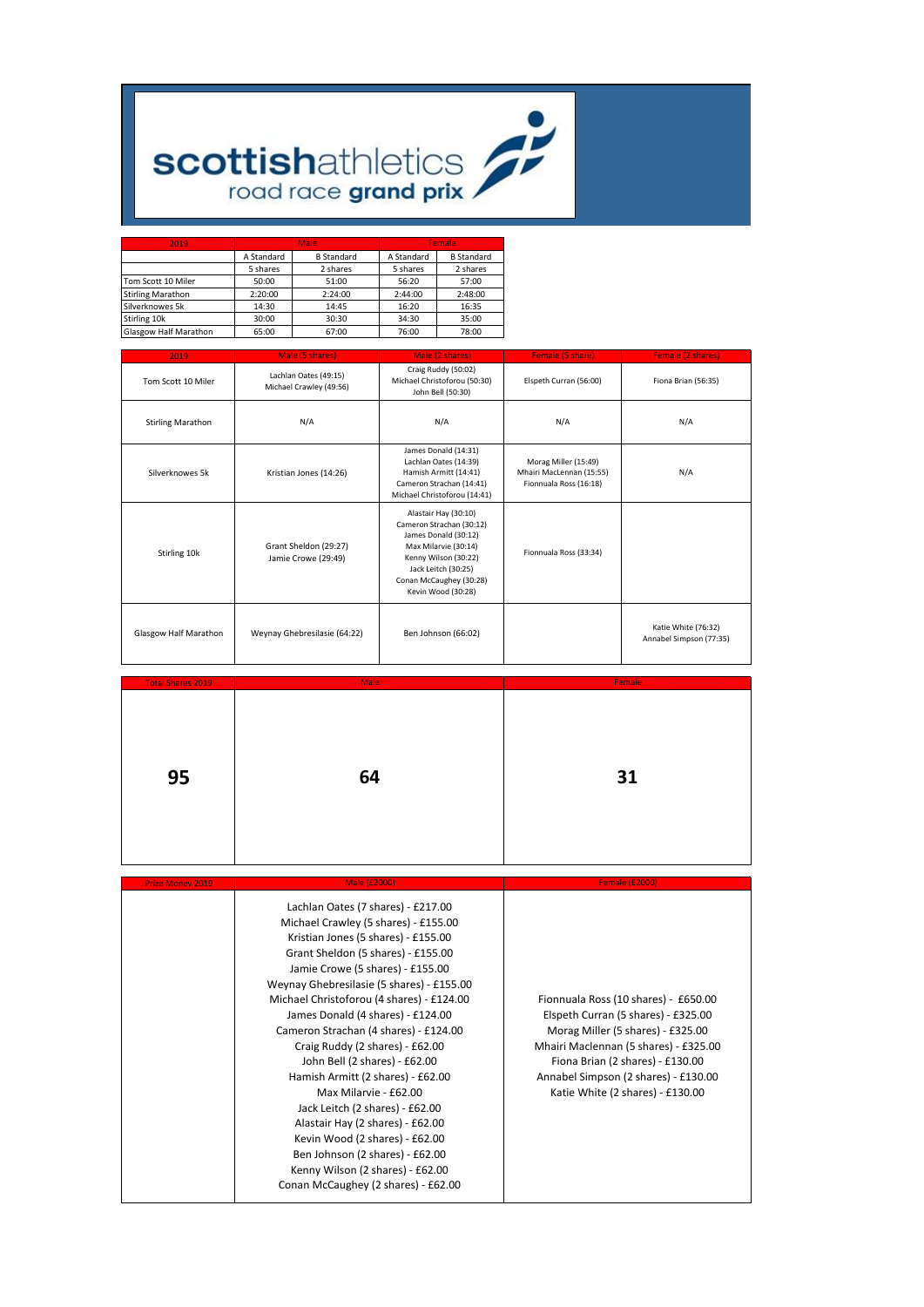# scottishathletics road race grand prix

| 2019 | Male | | Female | |
|---|---|---|---|---|
| | A Standard | B Standard | A Standard | B Standard |
| | 5 shares | 2 shares | 5 shares | 2 shares |
| Tom Scott 10 Miler | 50:00 | 51:00 | 56:20 | 57:00 |
| Stirling Marathon | 2:20:00 | 2:24:00 | 2:44:00 | 2:48:00 |
| Silverknowes 5k | 14:30 | 14:45 | 16:20 | 16:35 |
| Stirling 10k | 30:00 | 30:30 | 34:30 | 35:00 |
| Glasgow Half Marathon | 65:00 | 67:00 | 76:00 | 78:00 |

| 2019 | Male (5 shares) | Male (2 shares) | Female (5 share) | Female (2 shares) |
|---|---|---|---|---|
| Tom Scott 10 Miler | Lachlan Oates (49:15)<br>Michael Crawley (49:56) | Craig Ruddy (50:02)<br>Michael Christoforou (50:30)<br>John Bell (50:30) | Elspeth Curran (56:00) | Fiona Brian (56:35) |
| Stirling Marathon | N/A | N/A | N/A | N/A |
| Silverknowes 5k | Kristian Jones (14:26) | James Donald (14:31)<br>Lachlan Oates (14:39)<br>Hamish Armitt (14:41)<br>Cameron Strachan (14:41)<br>Michael Christoforou (14:41) | Morag Miller (15:49)<br>Mhairi MacLennan (15:55)<br>Fionnuala Ross (16:18) | N/A |
| Stirling 10k | Grant Sheldon (29:27)<br>Jamie Crowe (29:49) | Alastair Hay (30:10)<br>Cameron Strachan (30:12)<br>James Donald (30:12)<br>Max Milarvie (30:14)<br>Kenny Wilson (30:22)<br>Jack Leitch (30:25)<br>Conan McCaughey (30:28)<br>Kevin Wood (30:28) | Fionnuala Ross (33:34) | |
| Glasgow Half Marathon | Weynay Ghebresilasie (64:22) | Ben Johnson (66:02) | | Katie White (76:32)<br>Annabel Simpson (77:35) |

| Total Shares 2019 | Male | Female |
|---|---|---|
| **95** | **64** | **31** |

| Prize Money 2019 | Male (£2000) | Female (£2000) |
|---|---|---|
| | Lachlan Oates (7 shares) - £217.00<br>Michael Crawley (5 shares) - £155.00<br>Kristian Jones (5 shares) - £155.00<br>Grant Sheldon (5 shares) - £155.00<br>Jamie Crowe (5 shares) - £155.00<br>Weynay Ghebresilasie (5 shares) - £155.00<br>Michael Christoforou (4 shares) - £124.00<br>James Donald (4 shares) - £124.00<br>Cameron Strachan (4 shares) - £124.00<br>Craig Ruddy (2 shares) - £62.00<br>John Bell (2 shares) - £62.00<br>Hamish Armitt (2 shares) - £62.00<br>Max Milarvie - £62.00<br>Jack Leitch (2 shares) - £62.00<br>Alastair Hay (2 shares) - £62.00<br>Kevin Wood (2 shares) - £62.00<br>Ben Johnson (2 shares) - £62.00<br>Kenny Wilson (2 shares) - £62.00<br>Conan McCaughey (2 shares) - £62.00 | Fionnuala Ross (10 shares) - £650.00<br>Elspeth Curran (5 shares) - £325.00<br>Morag Miller (5 shares) - £325.00<br>Mhairi Maclennan (5 shares) - £325.00<br>Fiona Brian (2 shares) - £130.00<br>Annabel Simpson (2 shares) - £130.00<br>Katie White (2 shares) - £130.00 |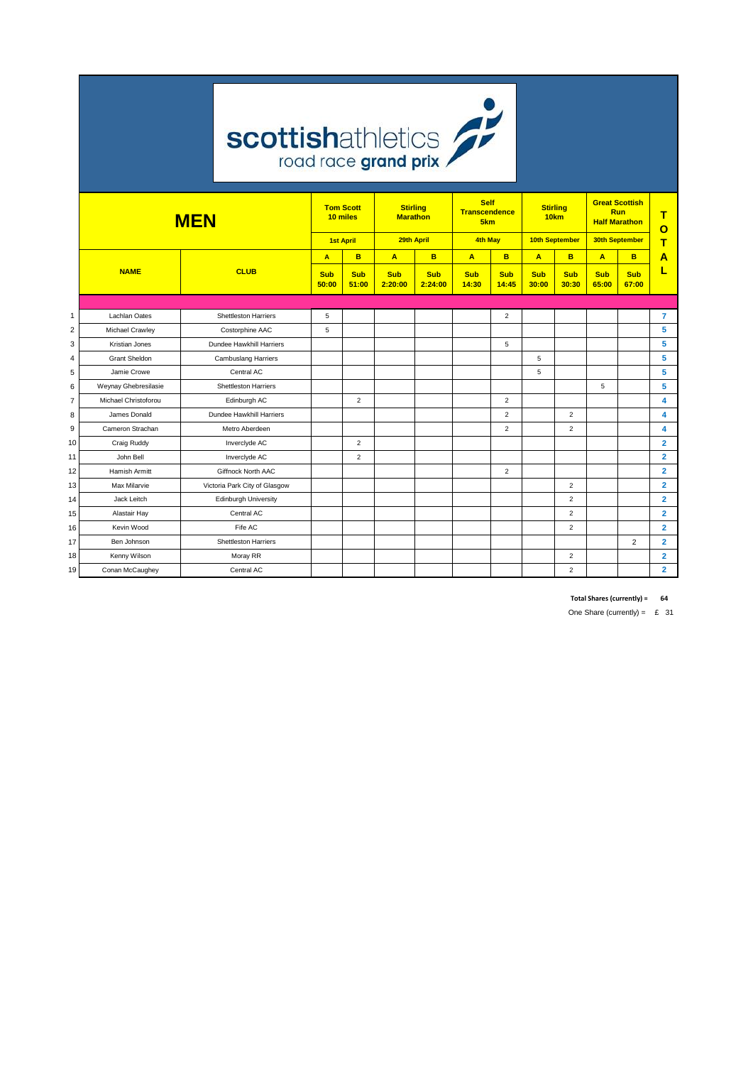# scottishathletics road race grand prix

## MEN

| | NAME | CLUB | Tom Scott 10 miles | | Stirling Marathon | | Self Transcendence 5km | | Stirling 10km | | Great Scottish Run Half Marathon | | TOTAL |
|---|---|---|---|---|---|---|---|---|---|---|---|---|---|
| | | | 1st April | | 29th April | | 4th May | | 10th September | | 30th September | | |
| | | | A | B | A | B | A | B | A | B | A | B | |
| | | | Sub 50:00 | Sub 51:00 | Sub 2:20:00 | Sub 2:24:00 | Sub 14:30 | Sub 14:45 | Sub 30:00 | Sub 30:30 | Sub 65:00 | Sub 67:00 | |
| 1 | Lachlan Oates | Shettleston Harriers | 5 | | | | | 2 | | | | | 7 |
| 2 | Michael Crawley | Costorphine AAC | 5 | | | | | | | | | | 5 |
| 3 | Kristian Jones | Dundee Hawkhill Harriers | | | | | | 5 | | | | | 5 |
| 4 | Grant Sheldon | Cambuslang Harriers | | | | | | | 5 | | | | 5 |
| 5 | Jamie Crowe | Central AC | | | | | | | 5 | | | | 5 |
| 6 | Weynay Ghebresilasie | Shettleston Harriers | | | | | | | | | 5 | | 5 |
| 7 | Michael Christoforou | Edinburgh AC | | 2 | | | | 2 | | | | | 4 |
| 8 | James Donald | Dundee Hawkhill Harriers | | | | | | 2 | | 2 | | | 4 |
| 9 | Cameron Strachan | Metro Aberdeen | | | | | | 2 | | 2 | | | 4 |
| 10 | Craig Ruddy | Inverclyde AC | | 2 | | | | | | | | | 2 |
| 11 | John Bell | Inverclyde AC | | 2 | | | | | | | | | 2 |
| 12 | Hamish Armitt | Giffnock North AAC | | | | | | 2 | | | | | 2 |
| 13 | Max Milarvie | Victoria Park City of Glasgow | | | | | | | | 2 | | | 2 |
| 14 | Jack Leitch | Edinburgh University | | | | | | | | 2 | | | 2 |
| 15 | Alastair Hay | Central AC | | | | | | | | 2 | | | 2 |
| 16 | Kevin Wood | Fife AC | | | | | | | | 2 | | | 2 |
| 17 | Ben Johnson | Shettleston Harriers | | | | | | | | | | 2 | 2 |
| 18 | Kenny Wilson | Moray RR | | | | | | | | 2 | | | 2 |
| 19 | Conan McCaughey | Central AC | | | | | | | | 2 | | | 2 |

**Total Shares (currently) = 64**

One Share (currently) = £ 31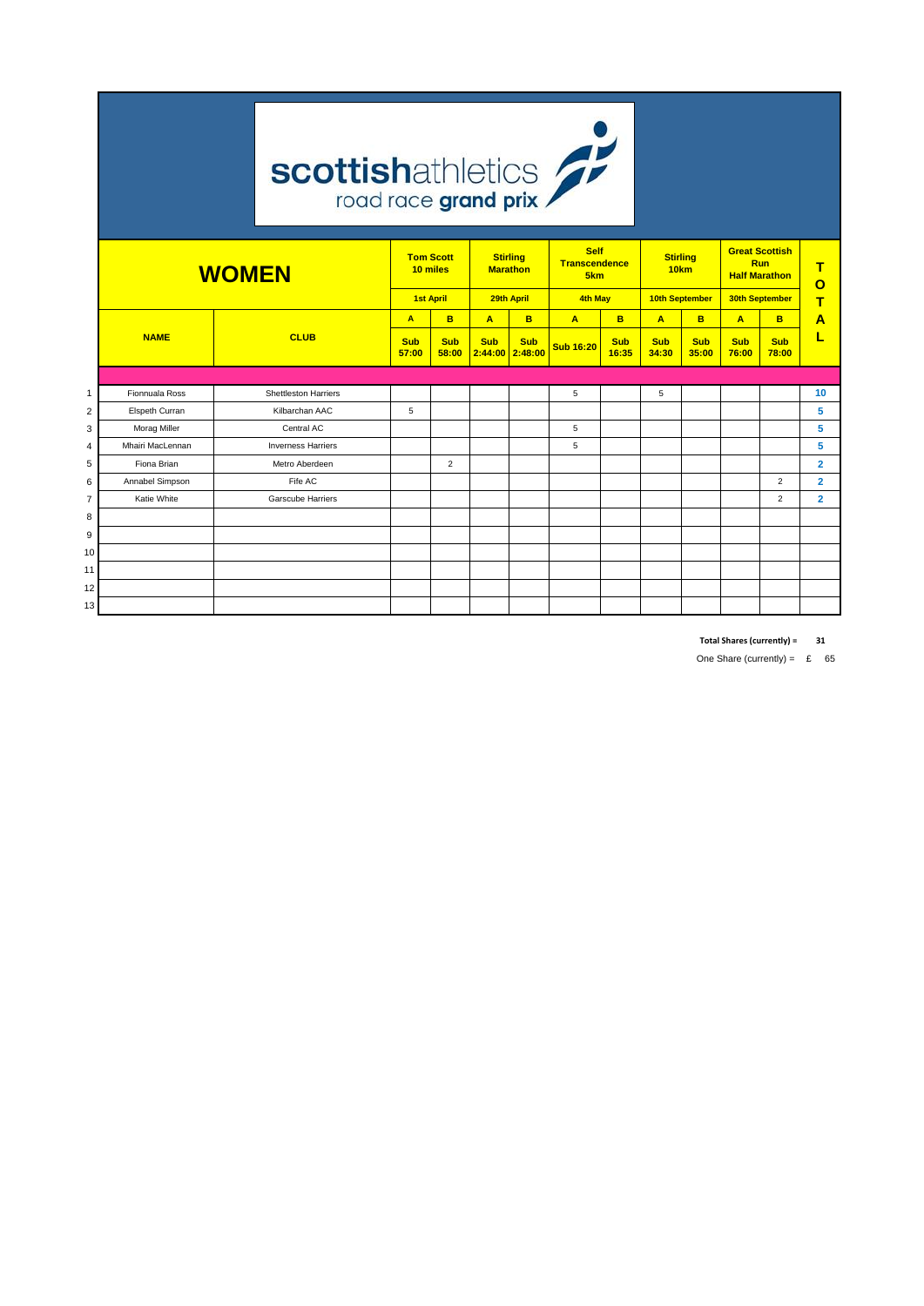**scottishathletics road race grand prix**

| | WOMEN | | Tom Scott 10 miles | | Stirling Marathon | | Self Transcendence 5km | | Stirling 10km | | Great Scottish Run Half Marathon | | TOTAL |
|---|---|---|---|---|---|---|---|---|---|---|---|---|---|
| | | | 1st April | | 29th April | | 4th May | | 10th September | | 30th September | | |
| | | | A | B | A | B | A | B | A | B | A | B | |
| | NAME | CLUB | Sub 57:00 | Sub 58:00 | Sub 2:44:00 | Sub 2:48:00 | Sub 16:20 | Sub 16:35 | Sub 34:30 | Sub 35:00 | Sub 76:00 | Sub 78:00 | |
| 1 | Fionnuala Ross | Shettleston Harriers | | | | | 5 | | 5 | | | | 10 |
| 2 | Elspeth Curran | Kilbarchan AAC | 5 | | | | | | | | | | 5 |
| 3 | Morag Miller | Central AC | | | | | 5 | | | | | | 5 |
| 4 | Mhairi MacLennan | Inverness Harriers | | | | | 5 | | | | | | 5 |
| 5 | Fiona Brian | Metro Aberdeen | | 2 | | | | | | | | | 2 |
| 6 | Annabel Simpson | Fife AC | | | | | | | | | | 2 | 2 |
| 7 | Katie White | Garscube Harriers | | | | | | | | | | 2 | 2 |
| 8 | | | | | | | | | | | | | |
| 9 | | | | | | | | | | | | | |
| 10 | | | | | | | | | | | | | |
| 11 | | | | | | | | | | | | | |
| 12 | | | | | | | | | | | | | |
| 13 | | | | | | | | | | | | | |

**Total Shares (currently) = 31**

One Share (currently) = £ 65